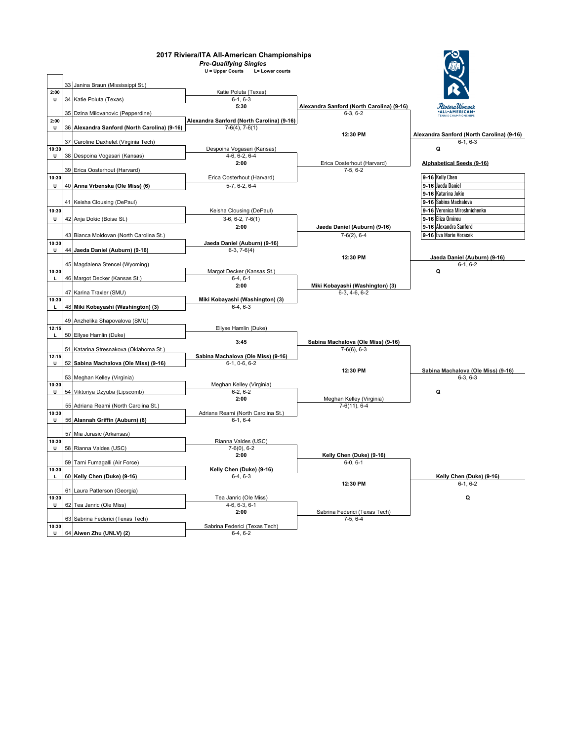# 2017 Riviera/ITA All-American Championships

***Pre-Qualifying Singles***

**U = Upper Courts L= Lower courts**

## First Round

| Time | Court | # | Player |
|---|---|---|---|
| | | 33 | Janina Braun (Mississippi St.) |
| 2:00 | U | 34 | Katie Poluta (Texas) |
| | | 35 | Dzina Milovanovic (Pepperdine) |
| 2:00 | U | 36 | **Alexandra Sanford (North Carolina) (9-16)** |
| | | 37 | Caroline Daxhelet (Virginia Tech) |
| 10:30 | U | 38 | Despoina Vogasari (Kansas) |
| | | 39 | Erica Oosterhout (Harvard) |
| 10:30 | U | 40 | **Anna Vrbenska (Ole Miss) (6)** |
| | | 41 | Keisha Clousing (DePaul) |
| 10:30 | U | 42 | Anja Dokic (Boise St.) |
| | | 43 | Bianca Moldovan (North Carolina St.) |
| 10:30 | U | 44 | **Jaeda Daniel (Auburn) (9-16)** |
| | | 45 | Magdalena Stencel (Wyoming) |
| 10:30 | L | 46 | Margot Decker (Kansas St.) |
| | | 47 | Karina Traxler (SMU) |
| 10:30 | L | 48 | **Miki Kobayashi (Washington) (3)** |
| | | 49 | Anzhelika Shapovalova (SMU) |
| 12:15 | L | 50 | Ellyse Hamlin (Duke) |
| | | 51 | Katarina Stresnakova (Oklahoma St.) |
| 12:15 | U | 52 | **Sabina Machalova (Ole Miss) (9-16)** |
| | | 53 | Meghan Kelley (Virginia) |
| 10:30 | U | 54 | Viktoriya Dzyuba (Lipscomb) |
| | | 55 | Adriana Reami (North Carolina St.) |
| 10:30 | U | 56 | **Alannah Griffin (Auburn) (8)** |
| | | 57 | Mia Jurasic (Arkansas) |
| 10:30 | U | 58 | Rianna Valdes (USC) |
| | | 59 | Tami Fumagalli (Air Force) |
| 10:30 | L | 60 | **Kelly Chen (Duke) (9-16)** |
| | | 61 | Laura Patterson (Georgia) |
| 10:30 | U | 62 | Tea Janric (Ole Miss) |
| | | 63 | Sabrina Federici (Texas Tech) |
| 10:30 | U | 64 | **Aiwen Zhu (UNLV) (2)** |

## Second Round

| Winner | Score | Next Match Time |
|---|---|---|
| Katie Poluta (Texas) | 6-1, 6-3 | **5:30** |
| **Alexandra Sanford (North Carolina) (9-16)** | 7-6(4), 7-6(1) | |
| Despoina Vogasari (Kansas) | 4-6, 6-2, 6-4 | **2:00** |
| Erica Oosterhout (Harvard) | 5-7, 6-2, 6-4 | |
| Keisha Clousing (DePaul) | 3-6, 6-2, 7-6(1) | **2:00** |
| **Jaeda Daniel (Auburn) (9-16)** | 6-3, 7-6(4) | |
| Margot Decker (Kansas St.) | 6-4, 6-1 | **2:00** |
| **Miki Kobayashi (Washington) (3)** | 6-4, 6-3 | |
| Ellyse Hamlin (Duke) | | **3:45** |
| **Sabina Machalova (Ole Miss) (9-16)** | 6-1, 0-6, 6-2 | |
| Meghan Kelley (Virginia) | 6-2, 6-2 | **2:00** |
| Adriana Reami (North Carolina St.) | 6-1, 6-4 | |
| Rianna Valdes (USC) | 7-6(0), 6-2 | **2:00** |
| **Kelly Chen (Duke) (9-16)** | 6-4, 6-3 | |
| Tea Janric (Ole Miss) | 4-6, 6-3, 6-1 | **2:00** |
| Sabrina Federici (Texas Tech) | 6-4, 6-2 | |

## Third Round

| Winner | Score | Next Match Time |
|---|---|---|
| **Alexandra Sanford (North Carolina) (9-16)** | 6-3, 6-2 | **12:30 PM** |
| Erica Oosterhout (Harvard) | 7-5, 6-2 | |
| **Jaeda Daniel (Auburn) (9-16)** | 7-6(2), 6-4 | **12:30 PM** |
| **Miki Kobayashi (Washington) (3)** | 6-3, 4-6, 6-2 | |
| **Sabina Machalova (Ole Miss) (9-16)** | 7-6(6), 6-3 | **12:30 PM** |
| Meghan Kelley (Virginia) | 7-6(11), 6-4 | |
| **Kelly Chen (Duke) (9-16)** | 6-0, 6-1 | **12:30 PM** |
| Sabrina Federici (Texas Tech) | 7-5, 6-4 | |

## Qualifiers

| Winner | Score | |
|---|---|---|
| **Alexandra Sanford (North Carolina) (9-16)** | 6-1, 6-3 | **Q** |
| **Jaeda Daniel (Auburn) (9-16)** | 6-1, 6-2 | **Q** |
| **Sabina Machalova (Ole Miss) (9-16)** | 6-3, 6-3 | **Q** |
| **Kelly Chen (Duke) (9-16)** | 6-1, 6-2 | **Q** |

## Alphabetical Seeds (9-16)

| Seed | Player |
|---|---|
| 9-16 | Kelly Chen |
| 9-16 | Jaeda Daniel |
| 9-16 | Katarina Jokic |
| 9-16 | Sabina Machalova |
| 9-16 | Veronica Miroshnichenko |
| 9-16 | Eliza Omirou |
| 9-16 | Alexandra Sanford |
| 9-16 | Eva Marie Voracek |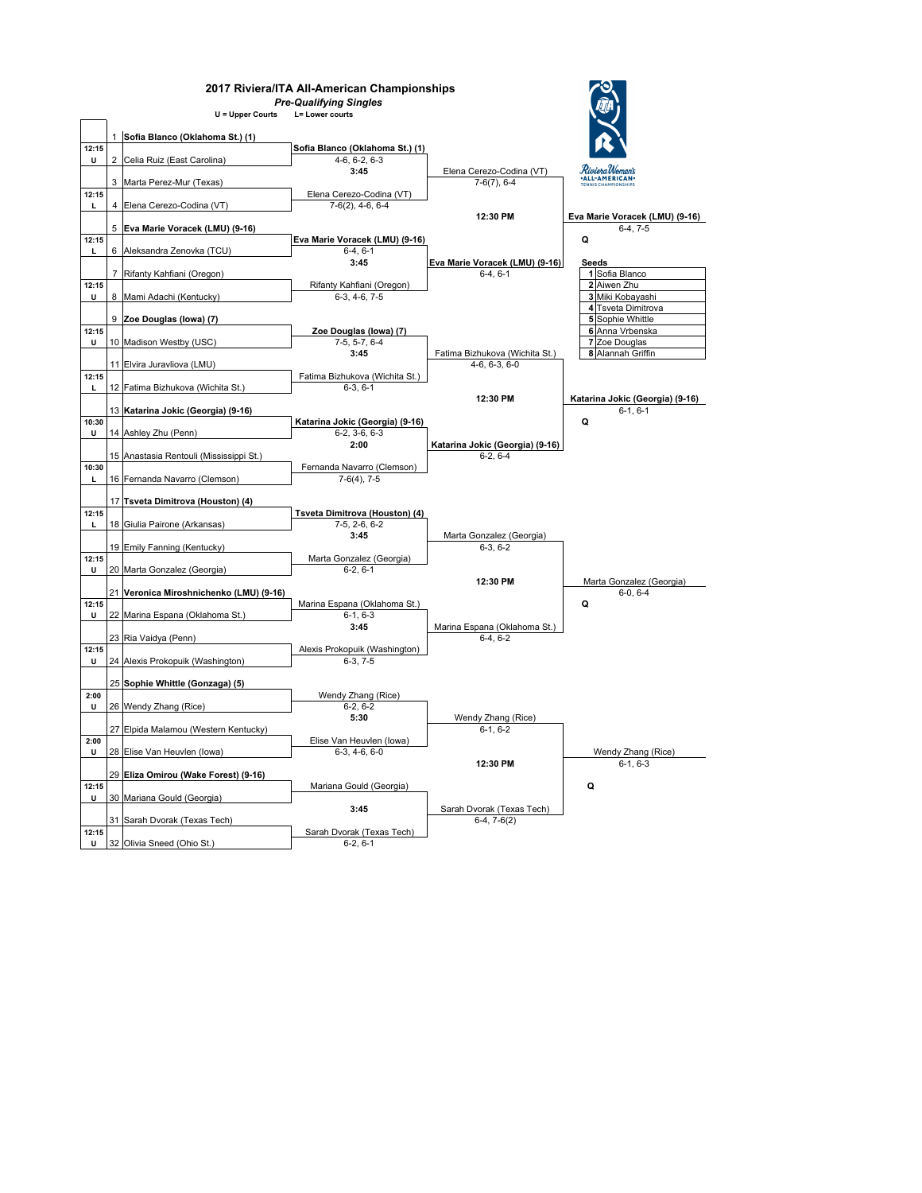## 2017 Riviera/ITA All-American Championships

### *Pre-Qualifying Singles*

U = Upper Courts L= Lower courts

| Time | # | First Round | Second Round | Third Round | Qualifier |
| --- | --- | --- | --- | --- | --- |
| | 1 | **Sofia Blanco (Oklahoma St.) (1)** | | | |
| 12:15 U | 2 | Celia Ruiz (East Carolina) | **Sofia Blanco (Oklahoma St.) (1)** 4-6, 6-2, 6-3 | | |
| | | | 3:45 | Elena Cerezo-Codina (VT) 7-6(7), 6-4 | |
| | 3 | Marta Perez-Mur (Texas) | | | |
| 12:15 L | 4 | Elena Cerezo-Codina (VT) | Elena Cerezo-Codina (VT) 7-6(2), 4-6, 6-4 | | |
| | | | | 12:30 PM | **Eva Marie Voracek (LMU) (9-16)** 6-4, 7-5 Q |
| | 5 | **Eva Marie Voracek (LMU) (9-16)** | | | |
| 12:15 L | 6 | Aleksandra Zenovva (TCU) | **Eva Marie Voracek (LMU) (9-16)** 6-4, 6-1 | | |
| | | | 3:45 | **Eva Marie Voracek (LMU) (9-16)** 6-4, 6-1 | |
| | 7 | Rifanty Kahfiani (Oregon) | | | |
| 12:15 U | 8 | Mami Adachi (Kentucky) | Rifanty Kahfiani (Oregon) 6-3, 4-6, 7-5 | | |
| | 9 | **Zoe Douglas (Iowa) (7)** | | | |
| 12:15 U | 10 | Madison Westby (USC) | **Zoe Douglas (Iowa) (7)** 7-5, 5-7, 6-4 | | |
| | | | 3:45 | Fatima Bizhukova (Wichita St.) 4-6, 6-3, 6-0 | |
| | 11 | Elvira Juravliova (LMU) | | | |
| 12:15 L | 12 | Fatima Bizhukova (Wichita St.) | Fatima Bizhukova (Wichita St.) 6-3, 6-1 | | |
| | | | | 12:30 PM | **Katarina Jokic (Georgia) (9-16)** 6-1, 6-1 Q |
| | 13 | **Katarina Jokic (Georgia) (9-16)** | | | |
| 10:30 U | 14 | Ashley Zhu (Penn) | **Katarina Jokic (Georgia) (9-16)** 6-2, 3-6, 6-3 | | |
| | | | 2:00 | **Katarina Jokic (Georgia) (9-16)** 6-2, 6-4 | |
| | 15 | Anastasia Rentouli (Mississippi St.) | | | |
| 10:30 L | 16 | Fernanda Navarro (Clemson) | Fernanda Navarro (Clemson) 7-6(4), 7-5 | | |
| | 17 | **Tsveta Dimitrova (Houston) (4)** | | | |
| 12:15 L | 18 | Giulia Pairone (Arkansas) | **Tsveta Dimitrova (Houston) (4)** 7-5, 2-6, 6-2 | | |
| | | | 3:45 | Marta Gonzalez (Georgia) 6-3, 6-2 | |
| | 19 | Emily Fanning (Kentucky) | | | |
| 12:15 U | 20 | Marta Gonzalez (Georgia) | Marta Gonzalez (Georgia) 6-2, 6-1 | | |
| | | | | 12:30 PM | Marta Gonzalez (Georgia) 6-0, 6-4 Q |
| | 21 | **Veronica Miroshnichenko (LMU) (9-16)** | | | |
| 12:15 U | 22 | Marina Espana (Oklahoma St.) | Marina Espana (Oklahoma St.) 6-1, 6-3 | | |
| | | | 3:45 | Marina Espana (Oklahoma St.) 6-4, 6-2 | |
| | 23 | Ria Vaidya (Penn) | | | |
| 12:15 U | 24 | Alexis Prokopuik (Washington) | Alexis Prokopuik (Washington) 6-3, 7-5 | | |
| | 25 | **Sophie Whittle (Gonzaga) (5)** | | | |
| 2:00 U | 26 | Wendy Zhang (Rice) | Wendy Zhang (Rice) 6-2, 6-2 | | |
| | | | 5:30 | Wendy Zhang (Rice) 6-1, 6-2 | |
| | 27 | Elpida Malamou (Western Kentucky) | | | |
| 2:00 U | 28 | Elise Van Heuvlen (Iowa) | Elise Van Heuvlen (Iowa) 6-3, 4-6, 6-0 | | |
| | | | | 12:30 PM | Wendy Zhang (Rice) 6-1, 6-3 Q |
| | 29 | **Eliza Omirou (Wake Forest) (9-16)** | | | |
| 12:15 U | 30 | Mariana Gould (Georgia) | Mariana Gould (Georgia) | | |
| | | | 3:45 | Sarah Dvorak (Texas Tech) 6-4, 7-6(2) | |
| | 31 | Sarah Dvorak (Texas Tech) | | | |
| 12:15 U | 32 | Olivia Sneed (Ohio St.) | Sarah Dvorak (Texas Tech) 6-2, 6-1 | | |

**Seeds**

| | |
| --- | --- |
| 1 | Sofia Blanco |
| 2 | Aiwen Zhu |
| 3 | Miki Kobayashi |
| 4 | Tsveta Dimitrova |
| 5 | Sophie Whittle |
| 6 | Anna Vrbenska |
| 7 | Zoe Douglas |
| 8 | Alannah Griffin |